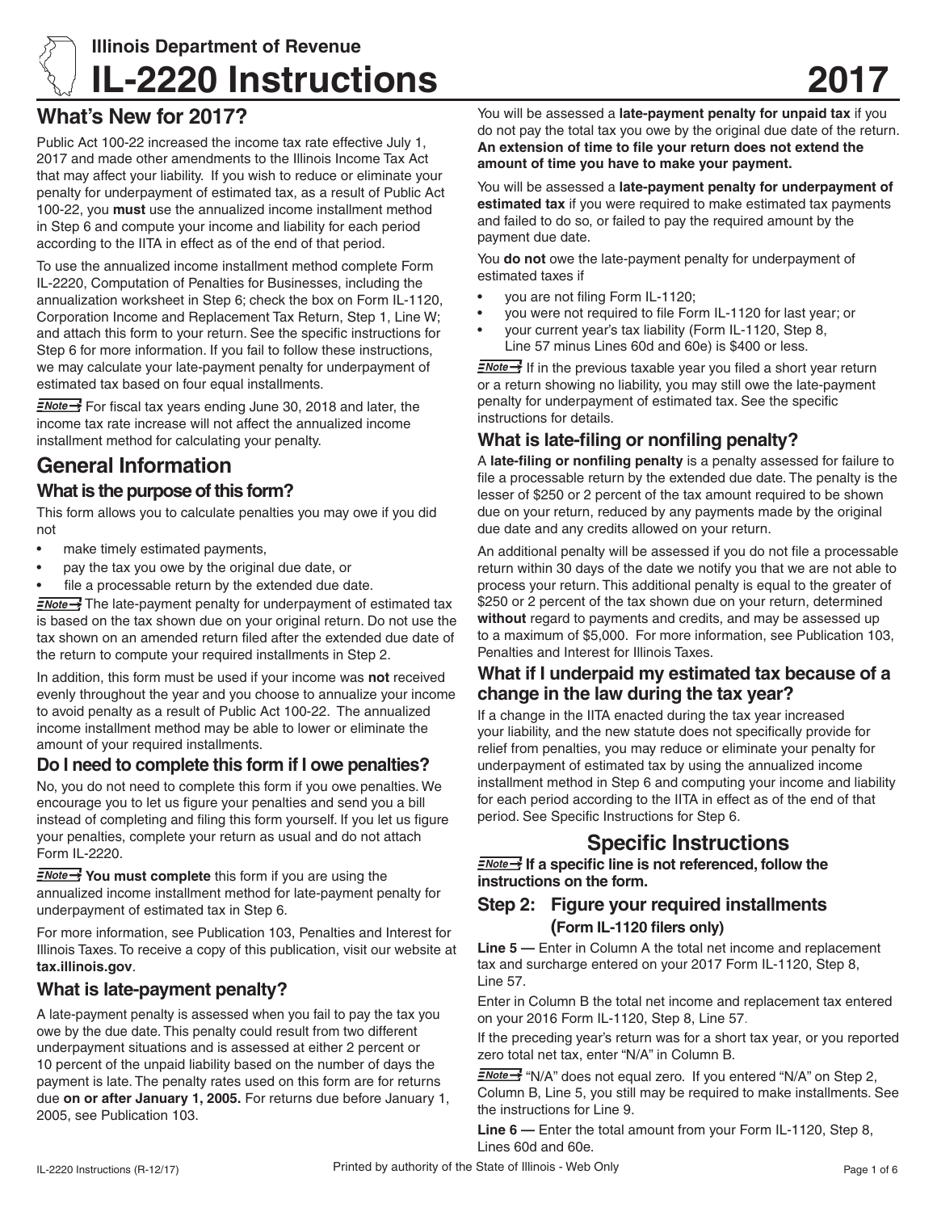Illinois Department of Revenue

# IL-2220 Instructions 2017

## What's New for 2017?

Public Act 100-22 increased the income tax rate effective July 1, 2017 and made other amendments to the Illinois Income Tax Act that may affect your liability. If you wish to reduce or eliminate your penalty for underpayment of estimated tax, as a result of Public Act 100-22, you **must** use the annualized income installment method in Step 6 and compute your income and liability for each period according to the IITA in effect as of the end of that period.

To use the annualized income installment method complete Form IL-2220, Computation of Penalties for Businesses, including the annualization worksheet in Step 6; check the box on Form IL-1120, Corporation Income and Replacement Tax Return, Step 1, Line W; and attach this form to your return. See the specific instructions for Step 6 for more information. If you fail to follow these instructions, we may calculate your late-payment penalty for underpayment of estimated tax based on four equal installments.

**Note** For fiscal tax years ending June 30, 2018 and later, the income tax rate increase will not affect the annualized income installment method for calculating your penalty.

## General Information

### What is the purpose of this form?

This form allows you to calculate penalties you may owe if you did not

- make timely estimated payments,
- pay the tax you owe by the original due date, or
- file a processable return by the extended due date.

**Note** The late-payment penalty for underpayment of estimated tax is based on the tax shown due on your original return. Do not use the tax shown on an amended return filed after the extended due date of the return to compute your required installments in Step 2.

In addition, this form must be used if your income was **not** received evenly throughout the year and you choose to annualize your income to avoid penalty as a result of Public Act 100-22. The annualized income installment method may be able to lower or eliminate the amount of your required installments.

### Do I need to complete this form if I owe penalties?

No, you do not need to complete this form if you owe penalties. We encourage you to let us figure your penalties and send you a bill instead of completing and filing this form yourself. If you let us figure your penalties, complete your return as usual and do not attach Form IL-2220.

**Note** **You must complete** this form if you are using the annualized income installment method for late-payment penalty for underpayment of estimated tax in Step 6.

For more information, see Publication 103, Penalties and Interest for Illinois Taxes. To receive a copy of this publication, visit our website at **tax.illinois.gov**.

### What is late-payment penalty?

A late-payment penalty is assessed when you fail to pay the tax you owe by the due date. This penalty could result from two different underpayment situations and is assessed at either 2 percent or 10 percent of the unpaid liability based on the number of days the payment is late. The penalty rates used on this form are for returns due **on or after January 1, 2005.** For returns due before January 1, 2005, see Publication 103.

You will be assessed a **late-payment penalty for unpaid tax** if you do not pay the total tax you owe by the original due date of the return. **An extension of time to file your return does not extend the amount of time you have to make your payment.**

You will be assessed a **late-payment penalty for underpayment of estimated tax** if you were required to make estimated tax payments and failed to do so, or failed to pay the required amount by the payment due date.

You **do not** owe the late-payment penalty for underpayment of estimated taxes if

- you are not filing Form IL-1120;
- you were not required to file Form IL-1120 for last year; or
- your current year's tax liability (Form IL-1120, Step 8, Line 57 minus Lines 60d and 60e) is $400 or less.

**Note** If in the previous taxable year you filed a short year return or a return showing no liability, you may still owe the late-payment penalty for underpayment of estimated tax. See the specific instructions for details.

### What is late-filing or nonfiling penalty?

A **late-filing or nonfiling penalty** is a penalty assessed for failure to file a processable return by the extended due date. The penalty is the lesser of $250 or 2 percent of the tax amount required to be shown due on your return, reduced by any payments made by the original due date and any credits allowed on your return.

An additional penalty will be assessed if you do not file a processable return within 30 days of the date we notify you that we are not able to process your return. This additional penalty is equal to the greater of $250 or 2 percent of the tax shown due on your return, determined **without** regard to payments and credits, and may be assessed up to a maximum of $5,000. For more information, see Publication 103, Penalties and Interest for Illinois Taxes.

### What if I underpaid my estimated tax because of a change in the law during the tax year?

If a change in the IITA enacted during the tax year increased your liability, and the new statute does not specifically provide for relief from penalties, you may reduce or eliminate your penalty for underpayment of estimated tax by using the annualized income installment method in Step 6 and computing your income and liability for each period according to the IITA in effect as of the end of that period. See Specific Instructions for Step 6.

## Specific Instructions

**Note** **If a specific line is not referenced, follow the instructions on the form.**

### Step 2: Figure your required installments (Form IL-1120 filers only)

**Line 5 —** Enter in Column A the total net income and replacement tax and surcharge entered on your 2017 Form IL-1120, Step 8, Line 57.

Enter in Column B the total net income and replacement tax entered on your 2016 Form IL-1120, Step 8, Line 57.

If the preceding year's return was for a short tax year, or you reported zero total net tax, enter "N/A" in Column B.

**Note** "N/A" does not equal zero. If you entered "N/A" on Step 2, Column B, Line 5, you still may be required to make installments. See the instructions for Line 9.

**Line 6 —** Enter the total amount from your Form IL-1120, Step 8, Lines 60d and 60e.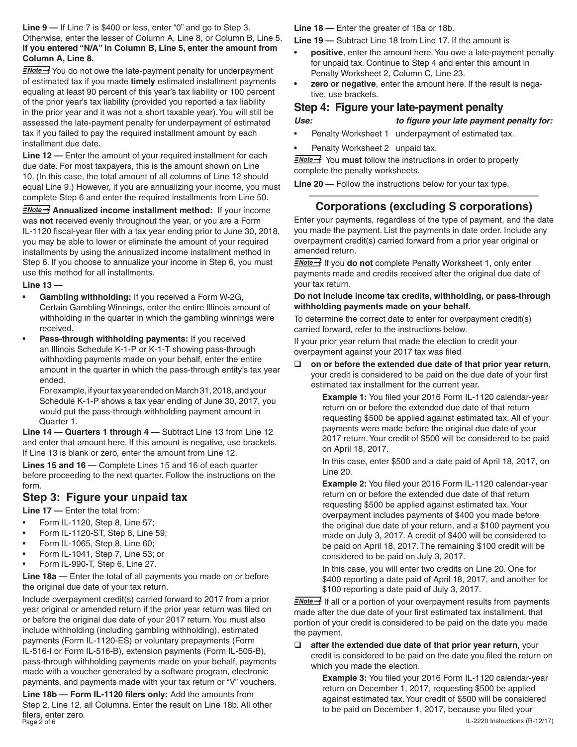**Line 9 —** If Line 7 is $400 or less, enter "0" and go to Step 3. Otherwise, enter the lesser of Column A, Line 8, or Column B, Line 5. **If you entered "N/A" in Column B, Line 5, enter the amount from Column A, Line 8.**

*Note* You do not owe the late-payment penalty for underpayment of estimated tax if you made **timely** estimated installment payments equaling at least 90 percent of this year's tax liability or 100 percent of the prior year's tax liability (provided you reported a tax liability in the prior year and it was not a short taxable year). You will still be assessed the late-payment penalty for underpayment of estimated tax if you failed to pay the required installment amount by each installment due date.

**Line 12 —** Enter the amount of your required installment for each due date. For most taxpayers, this is the amount shown on Line 10. (In this case, the total amount of all columns of Line 12 should equal Line 9.) However, if you are annualizing your income, you must complete Step 6 and enter the required installments from Line 50.

*Note* **Annualized income installment method:** If your income was **not** received evenly throughout the year, or you are a Form IL-1120 fiscal-year filer with a tax year ending prior to June 30, 2018, you may be able to lower or eliminate the amount of your required installments by using the annualized income installment method in Step 6. If you choose to annualize your income in Step 6, you must use this method for all installments.

**Line 13 —**

- **Gambling withholding:** If you received a Form W-2G, Certain Gambling Winnings, enter the entire Illinois amount of withholding in the quarter in which the gambling winnings were received.
- **Pass-through withholding payments:** If you received an Illinois Schedule K-1-P or K-1-T showing pass-through withholding payments made on your behalf, enter the entire amount in the quarter in which the pass-through entity's tax year ended.

  For example, if your tax year ended on March 31, 2018, and your Schedule K-1-P shows a tax year ending of June 30, 2017, you would put the pass-through withholding payment amount in Quarter 1.

**Line 14 — Quarters 1 through 4 —** Subtract Line 13 from Line 12 and enter that amount here. If this amount is negative, use brackets. If Line 13 is blank or zero, enter the amount from Line 12.

**Lines 15 and 16 —** Complete Lines 15 and 16 of each quarter before proceeding to the next quarter. Follow the instructions on the form.

## Step 3: Figure your unpaid tax

**Line 17 —** Enter the total from:

- Form IL-1120, Step 8, Line 57;
- Form IL-1120-ST, Step 8, Line 59;
- Form IL-1065, Step 8, Line 60;
- Form IL-1041, Step 7, Line 53; or
- Form IL-990-T, Step 6, Line 27.

**Line 18a —** Enter the total of all payments you made on or before the original due date of your tax return.

Include overpayment credit(s) carried forward to 2017 from a prior year original or amended return if the prior year return was filed on or before the original due date of your 2017 return. You must also include withholding (including gambling withholding), estimated payments (Form IL-1120-ES) or voluntary prepayments (Form IL-516-I or Form IL-516-B), extension payments (Form IL-505-B), pass-through withholding payments made on your behalf, payments made with a voucher generated by a software program, electronic payments, and payments made with your tax return or "V" vouchers.

**Line 18b — Form IL-1120 filers only:** Add the amounts from Step 2, Line 12, all Columns. Enter the result on Line 18b. All other filers, enter zero.

**Line 18 —** Enter the greater of 18a or 18b.

**Line 19 —** Subtract Line 18 from Line 17. If the amount is

- **positive**, enter the amount here. You owe a late-payment penalty for unpaid tax. Continue to Step 4 and enter this amount in Penalty Worksheet 2, Column C, Line 23.
- **zero or negative**, enter the amount here. If the result is negative, use brackets.

## Step 4: Figure your late-payment penalty

| *Use:* | *to figure your late payment penalty for:* |
|---|---|
| • Penalty Worksheet 1 | underpayment of estimated tax. |
| • Penalty Worksheet 2 | unpaid tax. |

*Note* You **must** follow the instructions in order to properly complete the penalty worksheets.

**Line 20 —** Follow the instructions below for your tax type.

## Corporations (excluding S corporations)

Enter your payments, regardless of the type of payment, and the date you made the payment. List the payments in date order. Include any overpayment credit(s) carried forward from a prior year original or amended return.

*Note* If you **do not** complete Penalty Worksheet 1, only enter payments made and credits received after the original due date of your tax return.

**Do not include income tax credits, withholding, or pass-through withholding payments made on your behalf.**

To determine the correct date to enter for overpayment credit(s) carried forward, refer to the instructions below.

If your prior year return that made the election to credit your overpayment against your 2017 tax was filed

- ❑ **on or before the extended due date of that prior year return**, your credit is considered to be paid on the due date of your first estimated tax installment for the current year.

  **Example 1:** You filed your 2016 Form IL-1120 calendar-year return on or before the extended due date of that return requesting $500 be applied against estimated tax. All of your payments were made before the original due date of your 2017 return. Your credit of $500 will be considered to be paid on April 18, 2017.

  In this case, enter $500 and a date paid of April 18, 2017, on Line 20.

  **Example 2:** You filed your 2016 Form IL-1120 calendar-year return on or before the extended due date of that return requesting $500 be applied against estimated tax. Your overpayment includes payments of $400 you made before the original due date of your return, and a $100 payment you made on July 3, 2017. A credit of $400 will be considered to be paid on April 18, 2017. The remaining $100 credit will be considered to be paid on July 3, 2017.

  In this case, you will enter two credits on Line 20. One for $400 reporting a date paid of April 18, 2017, and another for $100 reporting a date paid of July 3, 2017.

*Note* If all or a portion of your overpayment results from payments made after the due date of your first estimated tax installment, that portion of your credit is considered to be paid on the date you made the payment.

- ❑ **after the extended due date of that prior year return**, your credit is considered to be paid on the date you filed the return on which you made the election.

  **Example 3:** You filed your 2016 Form IL-1120 calendar-year return on December 1, 2017, requesting $500 be applied against estimated tax. Your credit of $500 will be considered to be paid on December 1, 2017, because you filed your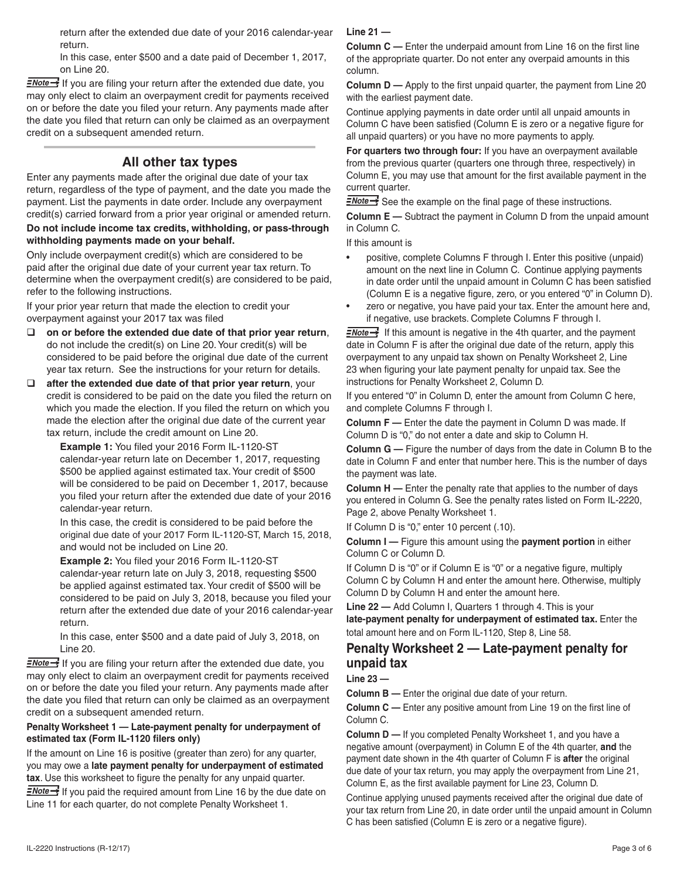return after the extended due date of your 2016 calendar-year return.

In this case, enter $500 and a date paid of December 1, 2017, on Line 20.

**Note** If you are filing your return after the extended due date, you may only elect to claim an overpayment credit for payments received on or before the date you filed your return. Any payments made after the date you filed that return can only be claimed as an overpayment credit on a subsequent amended return.

## All other tax types

Enter any payments made after the original due date of your tax return, regardless of the type of payment, and the date you made the payment. List the payments in date order. Include any overpayment credit(s) carried forward from a prior year original or amended return.

**Do not include income tax credits, withholding, or pass-through withholding payments made on your behalf.**

Only include overpayment credit(s) which are considered to be paid after the original due date of your current year tax return. To determine when the overpayment credit(s) are considered to be paid, refer to the following instructions.

If your prior year return that made the election to credit your overpayment against your 2017 tax was filed

- **on or before the extended due date of that prior year return**, do not include the credit(s) on Line 20. Your credit(s) will be considered to be paid before the original due date of the current year tax return. See the instructions for your return for details.
- **after the extended due date of that prior year return**, your credit is considered to be paid on the date you filed the return on which you made the election. If you filed the return on which you made the election after the original due date of the current year tax return, include the credit amount on Line 20.

  **Example 1:** You filed your 2016 Form IL-1120-ST calendar-year return late on December 1, 2017, requesting $500 be applied against estimated tax. Your credit of $500 will be considered to be paid on December 1, 2017, because you filed your return after the extended due date of your 2016 calendar-year return.

  In this case, the credit is considered to be paid before the original due date of your 2017 Form IL-1120-ST, March 15, 2018, and would not be included on Line 20.

  **Example 2:** You filed your 2016 Form IL-1120-ST calendar-year return late on July 3, 2018, requesting $500 be applied against estimated tax. Your credit of $500 will be considered to be paid on July 3, 2018, because you filed your return after the extended due date of your 2016 calendar-year return.

  In this case, enter $500 and a date paid of July 3, 2018, on Line 20.

**Note** If you are filing your return after the extended due date, you may only elect to claim an overpayment credit for payments received on or before the date you filed your return. Any payments made after the date you filed that return can only be claimed as an overpayment credit on a subsequent amended return.

### Penalty Worksheet 1 — Late-payment penalty for underpayment of estimated tax (Form IL-1120 filers only)

If the amount on Line 16 is positive (greater than zero) for any quarter, you may owe a **late payment penalty for underpayment of estimated tax**. Use this worksheet to figure the penalty for any unpaid quarter.

**Note** If you paid the required amount from Line 16 by the due date on Line 11 for each quarter, do not complete Penalty Worksheet 1.

**Line 21 —**

**Column C —** Enter the underpaid amount from Line 16 on the first line of the appropriate quarter. Do not enter any overpaid amounts in this column.

**Column D —** Apply to the first unpaid quarter, the payment from Line 20 with the earliest payment date.

Continue applying payments in date order until all unpaid amounts in Column C have been satisfied (Column E is zero or a negative figure for all unpaid quarters) or you have no more payments to apply.

**For quarters two through four:** If you have an overpayment available from the previous quarter (quarters one through three, respectively) in Column E, you may use that amount for the first available payment in the current quarter.

**Note** See the example on the final page of these instructions.

**Column E —** Subtract the payment in Column D from the unpaid amount in Column C.

If this amount is

- positive, complete Columns F through I. Enter this positive (unpaid) amount on the next line in Column C. Continue applying payments in date order until the unpaid amount in Column C has been satisfied (Column E is a negative figure, zero, or you entered "0" in Column D).
- zero or negative, you have paid your tax. Enter the amount here and, if negative, use brackets. Complete Columns F through I.

**Note** If this amount is negative in the 4th quarter, and the payment date in Column F is after the original due date of the return, apply this overpayment to any unpaid tax shown on Penalty Worksheet 2, Line 23 when figuring your late payment penalty for unpaid tax. See the instructions for Penalty Worksheet 2, Column D.

If you entered "0" in Column D, enter the amount from Column C here, and complete Columns F through I.

**Column F —** Enter the date the payment in Column D was made. If Column D is "0," do not enter a date and skip to Column H.

**Column G —** Figure the number of days from the date in Column B to the date in Column F and enter that number here. This is the number of days the payment was late.

**Column H —** Enter the penalty rate that applies to the number of days you entered in Column G. See the penalty rates listed on Form IL-2220, Page 2, above Penalty Worksheet 1.

If Column D is "0," enter 10 percent (.10).

**Column I —** Figure this amount using the **payment portion** in either Column C or Column D.

If Column D is "0" or if Column E is "0" or a negative figure, multiply Column C by Column H and enter the amount here. Otherwise, multiply Column D by Column H and enter the amount here.

**Line 22 —** Add Column I, Quarters 1 through 4. This is your **late-payment penalty for underpayment of estimated tax.** Enter the total amount here and on Form IL-1120, Step 8, Line 58.

### Penalty Worksheet 2 — Late-payment penalty for unpaid tax

**Line 23 —**

**Column B —** Enter the original due date of your return.

**Column C —** Enter any positive amount from Line 19 on the first line of Column C.

**Column D —** If you completed Penalty Worksheet 1, and you have a negative amount (overpayment) in Column E of the 4th quarter, **and** the payment date shown in the 4th quarter of Column F is **after** the original due date of your tax return, you may apply the overpayment from Line 21, Column E, as the first available payment for Line 23, Column D.

Continue applying unused payments received after the original due date of your tax return from Line 20, in date order until the unpaid amount in Column C has been satisfied (Column E is zero or a negative figure).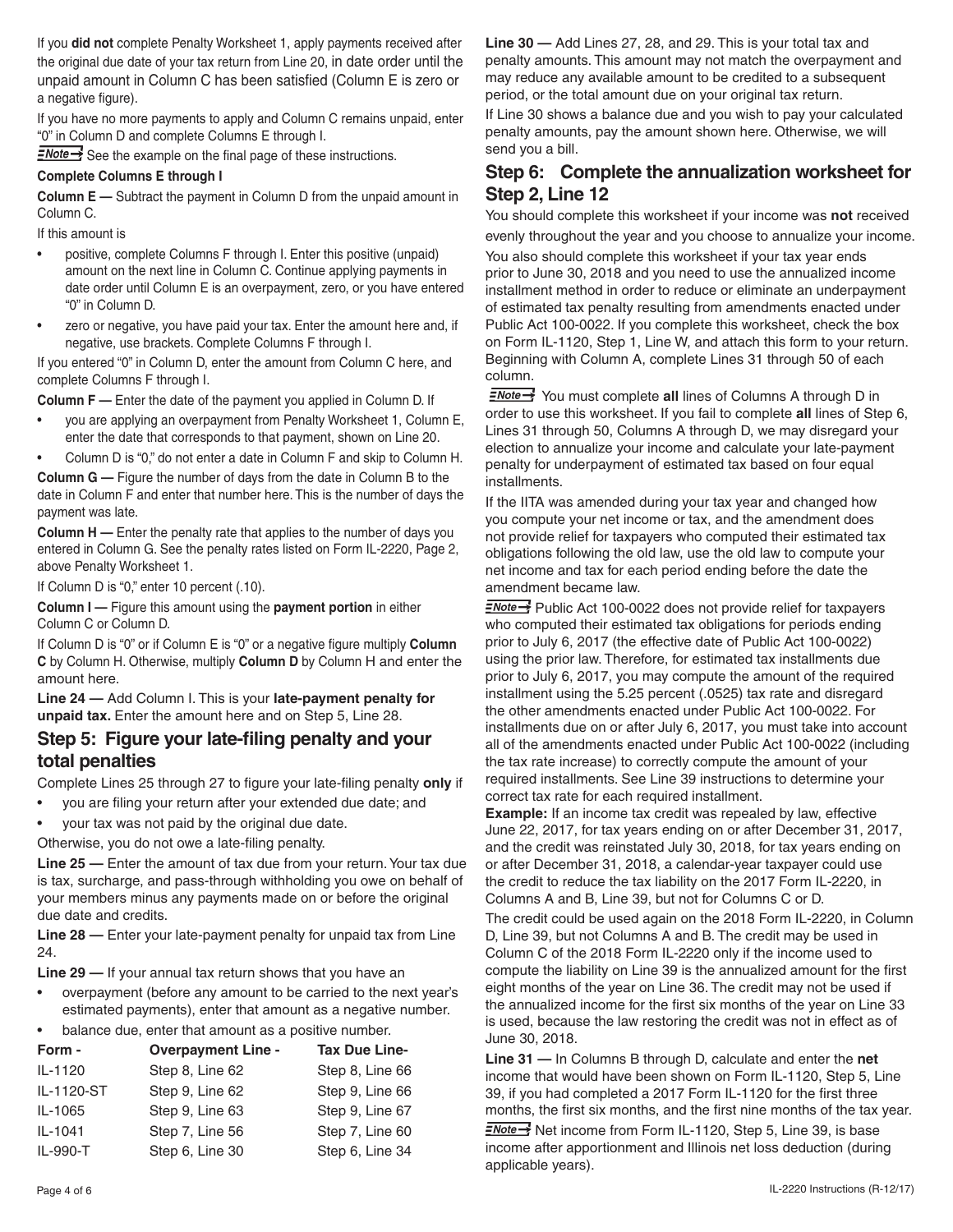If you **did not** complete Penalty Worksheet 1, apply payments received after the original due date of your tax return from Line 20, in date order until the unpaid amount in Column C has been satisfied (Column E is zero or a negative figure).

If you have no more payments to apply and Column C remains unpaid, enter "0" in Column D and complete Columns E through I.

**Note** See the example on the final page of these instructions.

**Complete Columns E through I**

**Column E —** Subtract the payment in Column D from the unpaid amount in Column C.

If this amount is

- positive, complete Columns F through I. Enter this positive (unpaid) amount on the next line in Column C. Continue applying payments in date order until Column E is an overpayment, zero, or you have entered "0" in Column D.
- zero or negative, you have paid your tax. Enter the amount here and, if negative, use brackets. Complete Columns F through I.

If you entered "0" in Column D, enter the amount from Column C here, and complete Columns F through I.

**Column F —** Enter the date of the payment you applied in Column D. If

- you are applying an overpayment from Penalty Worksheet 1, Column E, enter the date that corresponds to that payment, shown on Line 20.
- Column D is "0," do not enter a date in Column F and skip to Column H.

**Column G —** Figure the number of days from the date in Column B to the date in Column F and enter that number here. This is the number of days the payment was late.

**Column H —** Enter the penalty rate that applies to the number of days you entered in Column G. See the penalty rates listed on Form IL-2220, Page 2, above Penalty Worksheet 1.

If Column D is "0," enter 10 percent (.10).

**Column I —** Figure this amount using the **payment portion** in either Column C or Column D.

If Column D is "0" or if Column E is "0" or a negative figure multiply **Column C** by Column H. Otherwise, multiply **Column D** by Column H and enter the amount here.

**Line 24 —** Add Column I. This is your **late-payment penalty for unpaid tax.** Enter the amount here and on Step 5, Line 28.

## Step 5: Figure your late-filing penalty and your total penalties

Complete Lines 25 through 27 to figure your late-filing penalty **only** if

- you are filing your return after your extended due date; and
- your tax was not paid by the original due date.

Otherwise, you do not owe a late-filing penalty.

**Line 25 —** Enter the amount of tax due from your return. Your tax due is tax, surcharge, and pass-through withholding you owe on behalf of your members minus any payments made on or before the original due date and credits.

**Line 28 —** Enter your late-payment penalty for unpaid tax from Line 24.

**Line 29 —** If your annual tax return shows that you have an

- overpayment (before any amount to be carried to the next year's estimated payments), enter that amount as a negative number.
- balance due, enter that amount as a positive number.

| Form - | Overpayment Line - | Tax Due Line- |
|---|---|---|
| IL-1120 | Step 8, Line 62 | Step 8, Line 66 |
| IL-1120-ST | Step 9, Line 62 | Step 9, Line 66 |
| IL-1065 | Step 9, Line 63 | Step 9, Line 67 |
| IL-1041 | Step 7, Line 56 | Step 7, Line 60 |
| IL-990-T | Step 6, Line 30 | Step 6, Line 34 |

**Line 30 —** Add Lines 27, 28, and 29. This is your total tax and penalty amounts. This amount may not match the overpayment and may reduce any available amount to be credited to a subsequent period, or the total amount due on your original tax return.

If Line 30 shows a balance due and you wish to pay your calculated penalty amounts, pay the amount shown here. Otherwise, we will send you a bill.

## Step 6: Complete the annualization worksheet for Step 2, Line 12

You should complete this worksheet if your income was **not** received evenly throughout the year and you choose to annualize your income.

You also should complete this worksheet if your tax year ends prior to June 30, 2018 and you need to use the annualized income installment method in order to reduce or eliminate an underpayment of estimated tax penalty resulting from amendments enacted under Public Act 100-0022. If you complete this worksheet, check the box on Form IL-1120, Step 1, Line W, and attach this form to your return. Beginning with Column A, complete Lines 31 through 50 of each column.

**Note** You must complete **all** lines of Columns A through D in order to use this worksheet. If you fail to complete **all** lines of Step 6, Lines 31 through 50, Columns A through D, we may disregard your election to annualize your income and calculate your late-payment penalty for underpayment of estimated tax based on four equal installments.

If the IITA was amended during your tax year and changed how you compute your net income or tax, and the amendment does not provide relief for taxpayers who computed their estimated tax obligations following the old law, use the old law to compute your net income and tax for each period ending before the date the amendment became law.

**Note** Public Act 100-0022 does not provide relief for taxpayers who computed their estimated tax obligations for periods ending prior to July 6, 2017 (the effective date of Public Act 100-0022) using the prior law. Therefore, for estimated tax installments due prior to July 6, 2017, you may compute the amount of the required installment using the 5.25 percent (.0525) tax rate and disregard the other amendments enacted under Public Act 100-0022. For installments due on or after July 6, 2017, you must take into account all of the amendments enacted under Public Act 100-0022 (including the tax rate increase) to correctly compute the amount of your required installments. See Line 39 instructions to determine your correct tax rate for each required installment.

**Example:** If an income tax credit was repealed by law, effective June 22, 2017, for tax years ending on or after December 31, 2017, and the credit was reinstated July 30, 2018, for tax years ending on or after December 31, 2018, a calendar-year taxpayer could use the credit to reduce the tax liability on the 2017 Form IL-2220, in Columns A and B, Line 39, but not for Columns C or D.

The credit could be used again on the 2018 Form IL-2220, in Column D, Line 39, but not Columns A and B. The credit may be used in Column C of the 2018 Form IL-2220 only if the income used to compute the liability on Line 39 is the annualized amount for the first eight months of the year on Line 36. The credit may not be used if the annualized income for the first six months of the year on Line 33 is used, because the law restoring the credit was not in effect as of June 30, 2018.

**Line 31 —** In Columns B through D, calculate and enter the **net** income that would have been shown on Form IL-1120, Step 5, Line 39, if you had completed a 2017 Form IL-1120 for the first three months, the first six months, and the first nine months of the tax year.

**Note** Net income from Form IL-1120, Step 5, Line 39, is base income after apportionment and Illinois net loss deduction (during applicable years).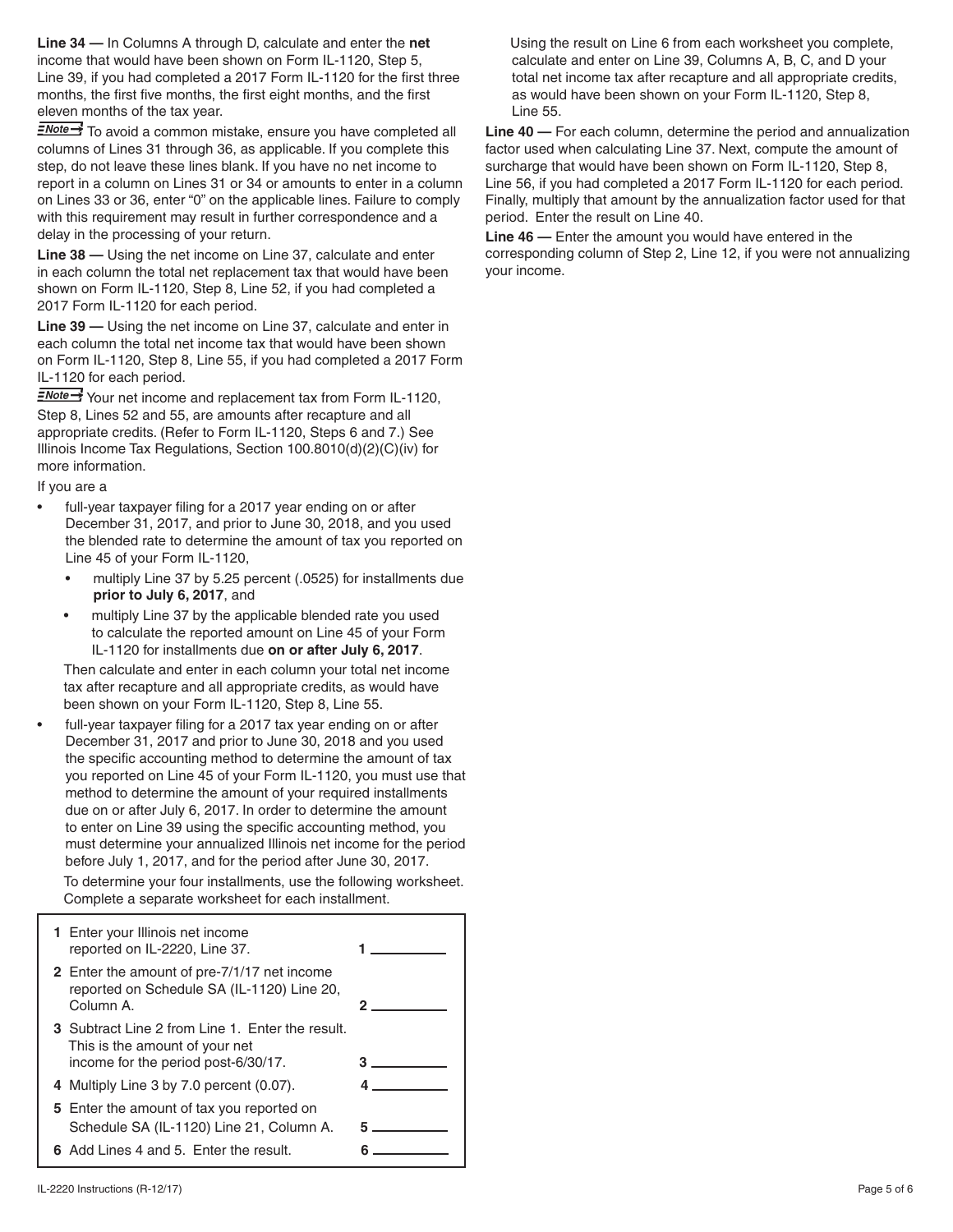**Line 34 —** In Columns A through D, calculate and enter the **net** income that would have been shown on Form IL-1120, Step 5, Line 39, if you had completed a 2017 Form IL-1120 for the first three months, the first five months, the first eight months, and the first eleven months of the tax year.

**Note→** To avoid a common mistake, ensure you have completed all columns of Lines 31 through 36, as applicable. If you complete this step, do not leave these lines blank. If you have no net income to report in a column on Lines 31 or 34 or amounts to enter in a column on Lines 33 or 36, enter "0" on the applicable lines. Failure to comply with this requirement may result in further correspondence and a delay in the processing of your return.

**Line 38 —** Using the net income on Line 37, calculate and enter in each column the total net replacement tax that would have been shown on Form IL-1120, Step 8, Line 52, if you had completed a 2017 Form IL-1120 for each period.

**Line 39 —** Using the net income on Line 37, calculate and enter in each column the total net income tax that would have been shown on Form IL-1120, Step 8, Line 55, if you had completed a 2017 Form IL-1120 for each period.

**Note→** Your net income and replacement tax from Form IL-1120, Step 8, Lines 52 and 55, are amounts after recapture and all appropriate credits. (Refer to Form IL-1120, Steps 6 and 7.) See Illinois Income Tax Regulations, Section 100.8010(d)(2)(C)(iv) for more information.

If you are a

- full-year taxpayer filing for a 2017 year ending on or after December 31, 2017, and prior to June 30, 2018, and you used the blended rate to determine the amount of tax you reported on Line 45 of your Form IL-1120,
  - multiply Line 37 by 5.25 percent (.0525) for installments due **prior to July 6, 2017**, and
  - multiply Line 37 by the applicable blended rate you used to calculate the reported amount on Line 45 of your Form IL-1120 for installments due **on or after July 6, 2017**.

  Then calculate and enter in each column your total net income tax after recapture and all appropriate credits, as would have been shown on your Form IL-1120, Step 8, Line 55.
- full-year taxpayer filing for a 2017 tax year ending on or after December 31, 2017 and prior to June 30, 2018 and you used the specific accounting method to determine the amount of tax you reported on Line 45 of your Form IL-1120, you must use that method to determine the amount of your required installments due on or after July 6, 2017. In order to determine the amount to enter on Line 39 using the specific accounting method, you must determine your annualized Illinois net income for the period before July 1, 2017, and for the period after June 30, 2017.

  To determine your four installments, use the following worksheet. Complete a separate worksheet for each installment.

| | | |
|---|---|---|
| **1** | Enter your Illinois net income reported on IL-2220, Line 37. | 1 _______ |
| **2** | Enter the amount of pre-7/1/17 net income reported on Schedule SA (IL-1120) Line 20, Column A. | 2 _______ |
| **3** | Subtract Line 2 from Line 1. Enter the result. This is the amount of your net income for the period post-6/30/17. | 3 _______ |
| **4** | Multiply Line 3 by 7.0 percent (0.07). | 4 _______ |
| **5** | Enter the amount of tax you reported on Schedule SA (IL-1120) Line 21, Column A. | 5 _______ |
| **6** | Add Lines 4 and 5. Enter the result. | 6 _______ |

Using the result on Line 6 from each worksheet you complete, calculate and enter on Line 39, Columns A, B, C, and D your total net income tax after recapture and all appropriate credits, as would have been shown on your Form IL-1120, Step 8, Line 55.

**Line 40 —** For each column, determine the period and annualization factor used when calculating Line 37. Next, compute the amount of surcharge that would have been shown on Form IL-1120, Step 8, Line 56, if you had completed a 2017 Form IL-1120 for each period. Finally, multiply that amount by the annualization factor used for that period. Enter the result on Line 40.

**Line 46 —** Enter the amount you would have entered in the corresponding column of Step 2, Line 12, if you were not annualizing your income.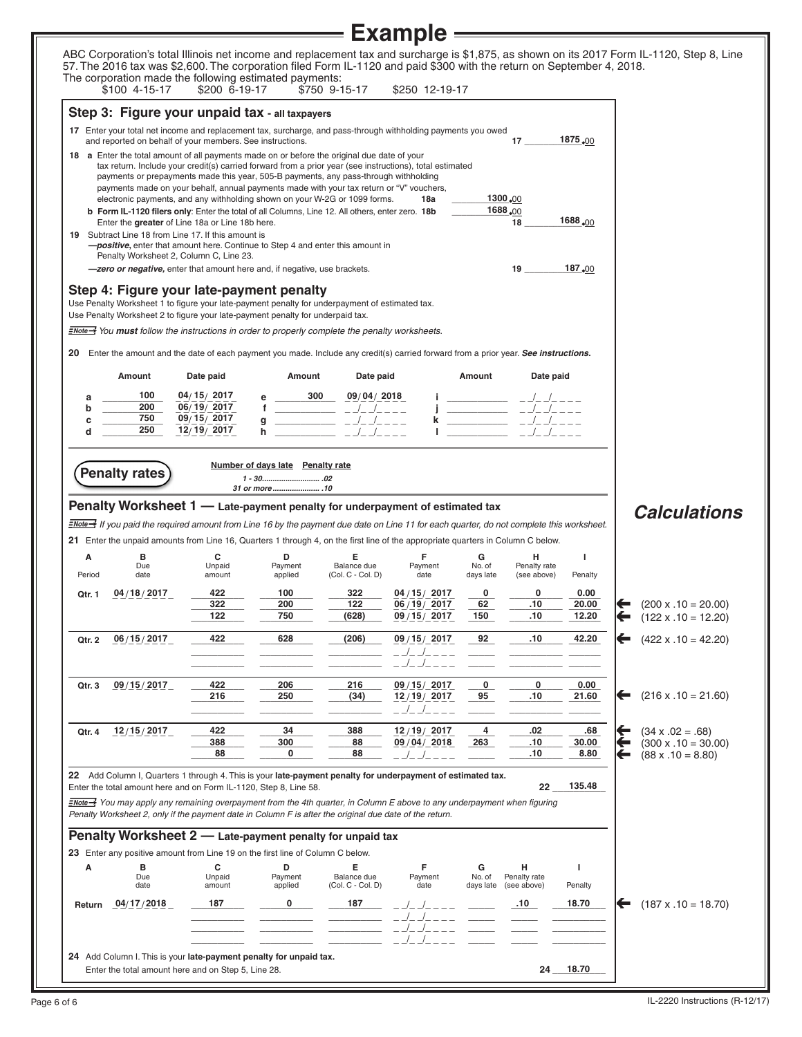# Example

ABC Corporation's total Illinois net income and replacement tax and surcharge is $1,875, as shown on its 2017 Form IL-1120, Step 8, Line 57. The 2016 tax was $2,600. The corporation filed Form IL-1120 and paid $300 with the return on September 4, 2018.

The corporation made the following estimated payments:

$100 4-15-17 $200 6-19-17 $750 9-15-17 $250 12-19-17

## Step 3: Figure your unpaid tax - all taxpayers

**17** Enter your total net income and replacement tax, surcharge, and pass-through withholding payments you owed and reported on behalf of your members. See instructions. **17** 1875.00

**18 a** Enter the total amount of all payments made on or before the original due date of your tax return. Include your credit(s) carried forward from a prior year (see instructions), total estimated payments or prepayments made this year, 505-B payments, any pass-through withholding payments made on your behalf, annual payments made with your tax return or "V" vouchers, electronic payments, and any withholding shown on your W-2G or 1099 forms. **18a** 1300.00

**b Form IL-1120 filers only**: Enter the total of all Columns, Line 12. All others, enter zero. **18b** 1688.00

Enter the **greater** of Line 18a or Line 18b here. **18** 1688.00

**19** Subtract Line 18 from Line 17. If this amount is

—***positive***, enter that amount here. Continue to Step 4 and enter this amount in Penalty Worksheet 2, Column C, Line 23.

—***zero or negative,*** enter that amount here and, if negative, use brackets. **19** 187.00

## Step 4: Figure your late-payment penalty

Use Penalty Worksheet 1 to figure your late-payment penalty for underpayment of estimated tax.
Use Penalty Worksheet 2 to figure your late-payment penalty for underpaid tax.

*Note: You **must** follow the instructions in order to properly complete the penalty worksheets.*

**20** Enter the amount and the date of each payment you made. Include any credit(s) carried forward from a prior year. ***See instructions.***

| | Amount | Date paid | | Amount | Date paid | | Amount | Date paid |
|---|---|---|---|---|---|---|---|---|
| a | 100 | 04/15/2017 | e | 300 | 09/04/2018 | i | | |
| b | 200 | 06/19/2017 | f | | | j | | |
| c | 750 | 09/15/2017 | g | | | k | | |
| d | 250 | 12/19/2017 | h | | | l | | |

**Penalty rates**

| Number of days late | Penalty rate |
|---|---|
| 1 - 30 | .02 |
| 31 or more | .10 |

## Penalty Worksheet 1 — Late-payment penalty for underpayment of estimated tax

*Note: If you paid the required amount from Line 16 by the payment due date on Line 11 for each quarter, do not complete this worksheet.*

**21** Enter the unpaid amounts from Line 16, Quarters 1 through 4, on the first line of the appropriate quarters in Column C below.

| A Period | B Due date | C Unpaid amount | D Payment applied | E Balance due (Col. C - Col. D) | F Payment date | G No. of days late | H Penalty rate (see above) | I Penalty | Calculations |
|---|---|---|---|---|---|---|---|---|---|
| Qtr. 1 | 04/18/2017 | 422 | 100 | 322 | 04/15/2017 | 0 | 0 | 0.00 | |
| | | 322 | 200 | 122 | 06/19/2017 | 62 | .10 | 20.00 | (200 x .10 = 20.00) |
| | | 122 | 750 | (628) | 09/15/2017 | 150 | .10 | 12.20 | (122 x .10 = 12.20) |
| Qtr. 2 | 06/15/2017 | 422 | 628 | (206) | 09/15/2017 | 92 | .10 | 42.20 | (422 x .10 = 42.20) |
| Qtr. 3 | 09/15/2017 | 422 | 206 | 216 | 09/15/2017 | 0 | 0 | 0.00 | |
| | | 216 | 250 | (34) | 12/19/2017 | 95 | .10 | 21.60 | (216 x .10 = 21.60) |
| Qtr. 4 | 12/15/2017 | 422 | 34 | 388 | 12/19/2017 | 4 | .02 | .68 | (34 x .02 = .68) |
| | | 388 | 300 | 88 | 09/04/2018 | 263 | .10 | 30.00 | (300 x .10 = 30.00) |
| | | 88 | 0 | 88 | | | .10 | 8.80 | (88 x .10 = 8.80) |

**22** Add Column I, Quarters 1 through 4. This is your **late-payment penalty for underpayment of estimated tax.** Enter the total amount here and on Form IL-1120, Step 8, Line 58. **22** 135.48

*Note: You may apply any remaining overpayment from the 4th quarter, in Column E above to any underpayment when figuring Penalty Worksheet 2, only if the payment date in Column F is after the original due date of the return.*

## Penalty Worksheet 2 — Late-payment penalty for unpaid tax

**23** Enter any positive amount from Line 19 on the first line of Column C below.

| A | B Due date | C Unpaid amount | D Payment applied | E Balance due (Col. C - Col. D) | F Payment date | G No. of days late | H Penalty rate (see above) | I Penalty | Calculations |
|---|---|---|---|---|---|---|---|---|---|
| Return | 04/17/2018 | 187 | 0 | 187 | | | .10 | 18.70 | (187 x .10 = 18.70) |

**24** Add Column I. This is your **late-payment penalty for unpaid tax.** Enter the total amount here and on Step 5, Line 28. **24** 18.70